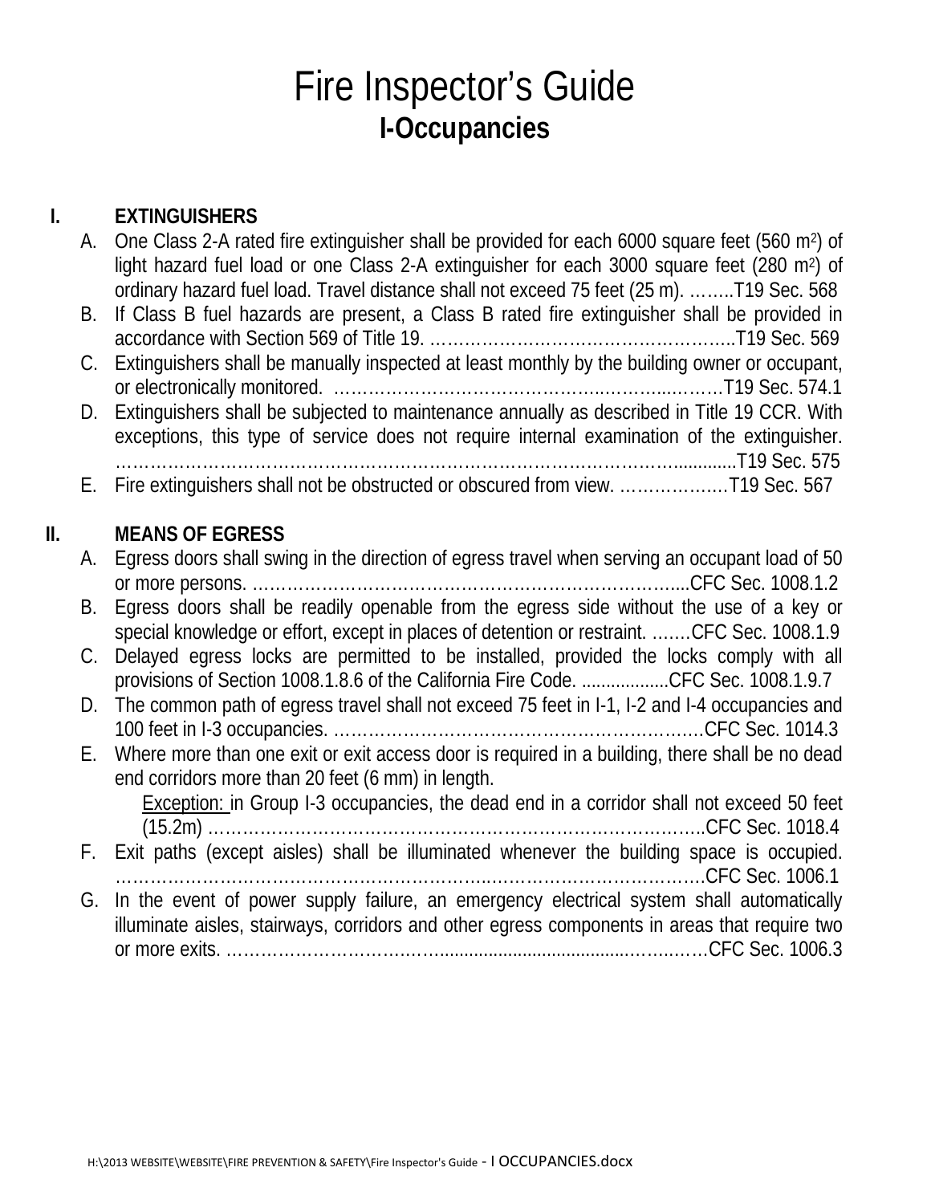# Fire Inspector's Guide

## I-Occupancies

### I. EXTINGUISHERS

A. One Class 2-A rated fire extinguisher shall be provided for each 6000 square feet (560 $m^2$) of light hazard fuel load or one Class 2-A extinguisher for each 3000 square feet (280 $m^2$) of ordinary hazard fuel load. Travel distance shall not exceed 75 feet (25 m). ……..T19 Sec. 568

B. If Class B fuel hazards are present, a Class B rated fire extinguisher shall be provided in accordance with Section 569 of Title 19. ……………………….…………………..T19 Sec. 569

C. Extinguishers shall be manually inspected at least monthly by the building owner or occupant, or electronically monitored. ………………………………………..……...……….T19 Sec. 574.1

D. Extinguishers shall be subjected to maintenance annually as described in Title 19 CCR. With exceptions, this type of service does not require internal examination of the extinguisher. ……………………………………………………………………………….............T19 Sec. 575

E. Fire extinguishers shall not be obstructed or obscured from view. ………………T19 Sec. 567

### II. MEANS OF EGRESS

A. Egress doors shall swing in the direction of egress travel when serving an occupant load of 50 or more persons. …………………………………………………………………....CFC Sec. 1008.1.2

B. Egress doors shall be readily openable from the egress side without the use of a key or special knowledge or effort, except in places of detention or restraint. …….CFC Sec. 1008.1.9

C. Delayed egress locks are permitted to be installed, provided the locks comply with all provisions of Section 1008.1.8.6 of the California Fire Code. ..................CFC Sec. 1008.1.9.7

D. The common path of egress travel shall not exceed 75 feet in I-1, I-2 and I-4 occupancies and 100 feet in I-3 occupancies. ……………………………………………………….CFC Sec. 1014.3

E. Where more than one exit or exit access door is required in a building, there shall be no dead end corridors more than 20 feet (6 mm) in length.

   Exception: In Group I-3 occupancies, the dead end in a corridor shall not exceed 50 feet (15.2m) ………………………………………………………………………….CFC Sec. 1018.4

F. Exit paths (except aisles) shall be illuminated whenever the building space is occupied. …………………………………………………..……………………………….CFC Sec. 1006.1

G. In the event of power supply failure, an emergency electrical system shall automatically illuminate aisles, stairways, corridors and other egress components in areas that require two or more exits. ………………………………......................................……..……CFC Sec. 1006.3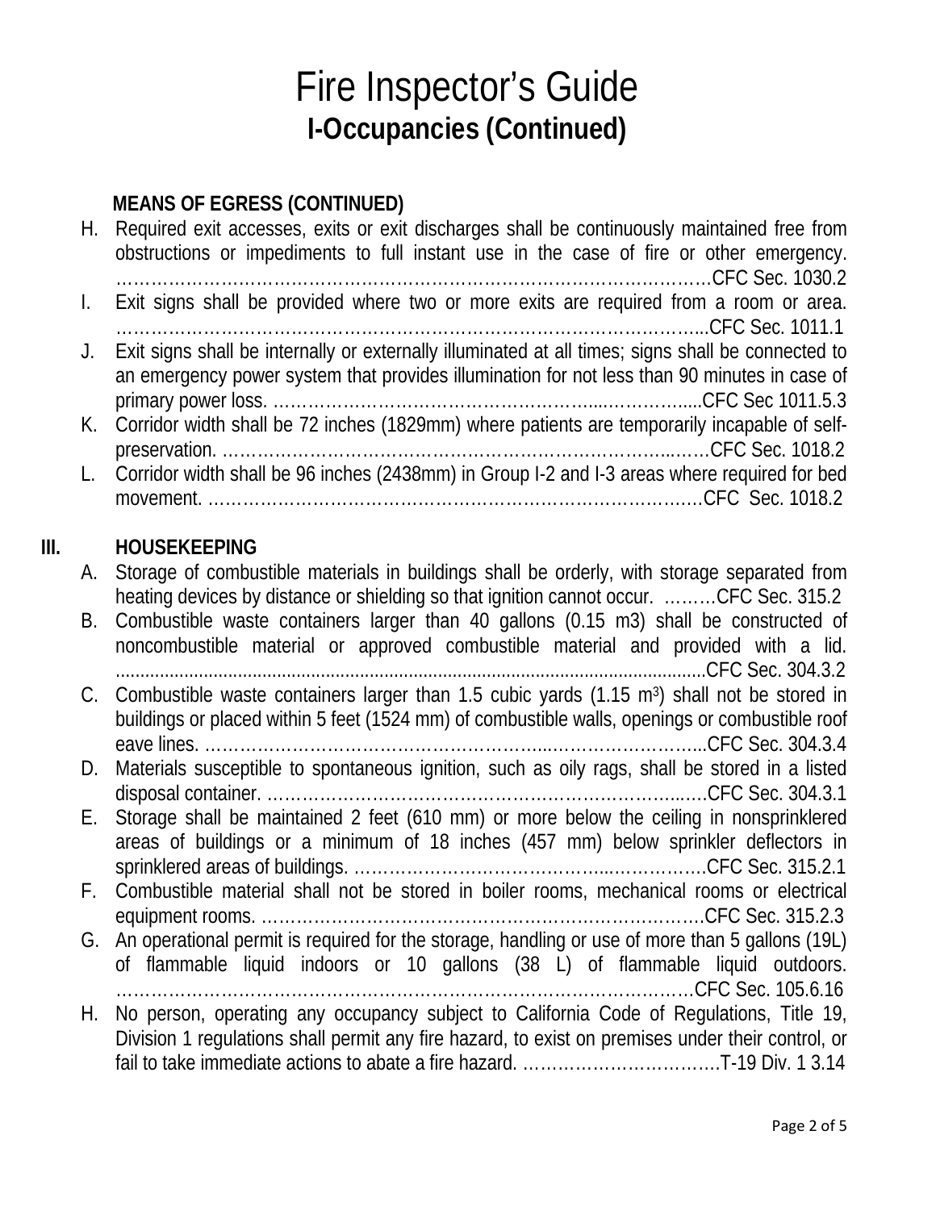# Fire Inspector's Guide

## I-Occupancies (Continued)

### MEANS OF EGRESS (CONTINUED)

H. Required exit accesses, exits or exit discharges shall be continuously maintained free from obstructions or impediments to full instant use in the case of fire or other emergency. ……………………………………………………………………………………………CFC Sec. 1030.2

I. Exit signs shall be provided where two or more exits are required from a room or area. ……………………………………………………………………………………………...CFC Sec. 1011.1

J. Exit signs shall be internally or externally illuminated at all times; signs shall be connected to an emergency power system that provides illumination for not less than 90 minutes in case of primary power loss. ………………………………………………….......……….....CFC Sec 1011.5.3

K. Corridor width shall be 72 inches (1829mm) where patients are temporarily incapable of self-preservation. ……………………………………………………………………..……CFC Sec. 1018.2

L. Corridor width shall be 96 inches (2438mm) in Group I-2 and I-3 areas where required for bed movement. ……………………………………………………………………….…CFC Sec. 1018.2

## III. HOUSEKEEPING

A. Storage of combustible materials in buildings shall be orderly, with storage separated from heating devices by distance or shielding so that ignition cannot occur. ………CFC Sec. 315.2

B. Combustible waste containers larger than 40 gallons (0.15 m3) shall be constructed of noncombustible material or approved combustible material and provided with a lid. ........................................................................................................................CFC Sec. 304.3.2

C. Combustible waste containers larger than 1.5 cubic yards (1.15 $m^3$) shall not be stored in buildings or placed within 5 feet (1524 mm) of combustible walls, openings or combustible roof eave lines. ………………………………………………...………………….....CFC Sec. 304.3.4

D. Materials susceptible to spontaneous ignition, such as oily rags, shall be stored in a listed disposal container. ………………………………………………………………...….CFC Sec. 304.3.1

E. Storage shall be maintained 2 feet (610 mm) or more below the ceiling in nonsprinklered areas of buildings or a minimum of 18 inches (457 mm) below sprinkler deflectors in sprinklered areas of buildings. ……………………………………......…………….CFC Sec. 315.2.1

F. Combustible material shall not be stored in boiler rooms, mechanical rooms or electrical equipment rooms. ……………………………………………………………….……….CFC Sec. 315.2.3

G. An operational permit is required for the storage, handling or use of more than 5 gallons (19L) of flammable liquid indoors or 10 gallons (38 L) of flammable liquid outdoors. …………………………………………………………………………………………CFC Sec. 105.6.16

H. No person, operating any occupancy subject to California Code of Regulations, Title 19, Division 1 regulations shall permit any fire hazard, to exist on premises under their control, or fail to take immediate actions to abate a fire hazard. …………………………….T-19 Div. 1 3.14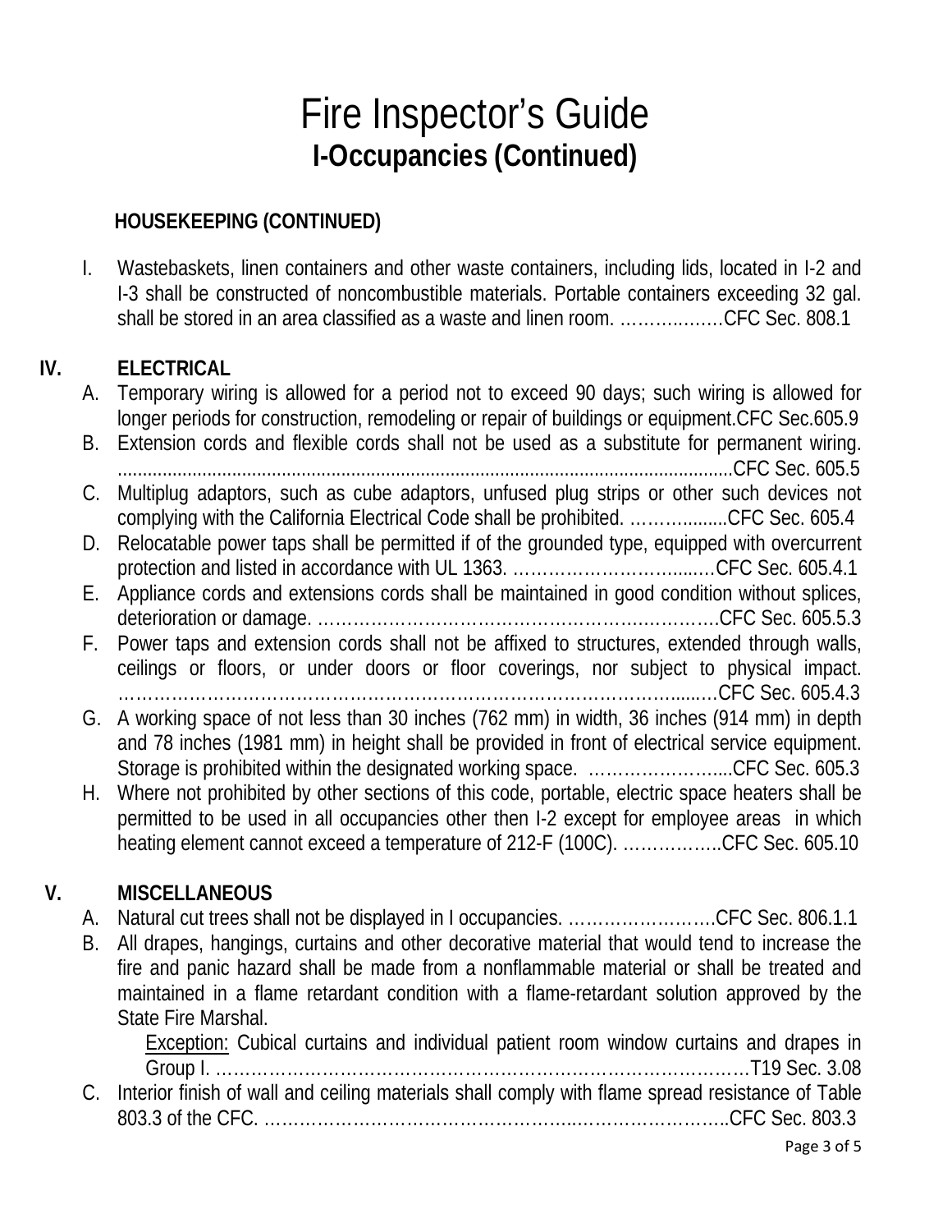# Fire Inspector's Guide

## I-Occupancies (Continued)

### HOUSEKEEPING (CONTINUED)

I. Wastebaskets, linen containers and other waste containers, including lids, located in I-2 and I-3 shall be constructed of noncombustible materials. Portable containers exceeding 32 gal. shall be stored in an area classified as a waste and linen room. ………..……CFC Sec. 808.1

### IV. ELECTRICAL

A. Temporary wiring is allowed for a period not to exceed 90 days; such wiring is allowed for longer periods for construction, remodeling or repair of buildings or equipment.CFC Sec.605.9

B. Extension cords and flexible cords shall not be used as a substitute for permanent wiring. ..........................................................................................................................CFC Sec. 605.5

C. Multiplug adaptors, such as cube adaptors, unfused plug strips or other such devices not complying with the California Electrical Code shall be prohibited. ………........CFC Sec. 605.4

D. Relocatable power taps shall be permitted if of the grounded type, equipped with overcurrent protection and listed in accordance with UL 1363. ………………………...…CFC Sec. 605.4.1

E. Appliance cords and extensions cords shall be maintained in good condition without splices, deterioration or damage. ……………………………………………….………….CFC Sec. 605.5.3

F. Power taps and extension cords shall not be affixed to structures, extended through walls, ceilings or floors, or under doors or floor coverings, nor subject to physical impact. ……………………………………………………………………………….....…CFC Sec. 605.4.3

G. A working space of not less than 30 inches (762 mm) in width, 36 inches (914 mm) in depth and 78 inches (1981 mm) in height shall be provided in front of electrical service equipment. Storage is prohibited within the designated working space. …………………....CFC Sec. 605.3

H. Where not prohibited by other sections of this code, portable, electric space heaters shall be permitted to be used in all occupancies other then I-2 except for employee areas in which heating element cannot exceed a temperature of 212-F (100C). ……………..CFC Sec. 605.10

### V. MISCELLANEOUS

A. Natural cut trees shall not be displayed in I occupancies. …………….……CFC Sec. 806.1.1

B. All drapes, hangings, curtains and other decorative material that would tend to increase the fire and panic hazard shall be made from a nonflammable material or shall be treated and maintained in a flame retardant condition with a flame-retardant solution approved by the State Fire Marshal.

   Exception: Cubical curtains and individual patient room window curtains and drapes in Group I. ……………………………………………………………………………T19 Sec. 3.08

C. Interior finish of wall and ceiling materials shall comply with flame spread resistance of Table 803.3 of the CFC. …………………………………………...……………………..CFC Sec. 803.3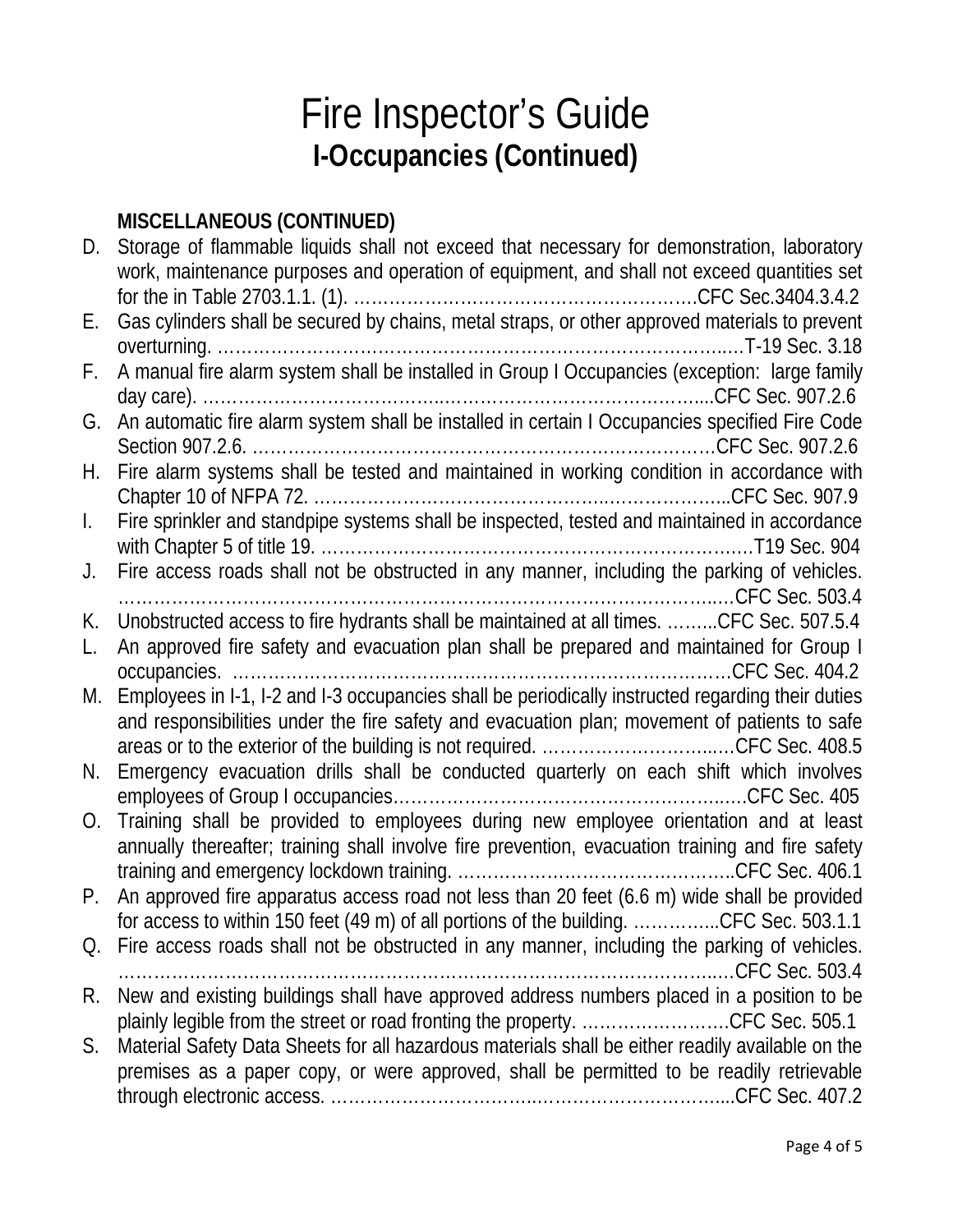# Fire Inspector's Guide

## I-Occupancies (Continued)

### MISCELLANEOUS (CONTINUED)

D. Storage of flammable liquids shall not exceed that necessary for demonstration, laboratory work, maintenance purposes and operation of equipment, and shall not exceed quantities set for the in Table 2703.1.1. (1). ……………………………………………………CFC Sec.3404.3.4.2

E. Gas cylinders shall be secured by chains, metal straps, or other approved materials to prevent overturning. ………………………………………………………………………………T-19 Sec. 3.18

F. A manual fire alarm system shall be installed in Group I Occupancies (exception: large family day care). ……………………………………………………………………………...CFC Sec. 907.2.6

G. An automatic fire alarm system shall be installed in certain I Occupancies specified Fire Code Section 907.2.6. ……………………………………………………………………CFC Sec. 907.2.6

H. Fire alarm systems shall be tested and maintained in working condition in accordance with Chapter 10 of NFPA 72. ………………………………………………………………...CFC Sec. 907.9

I. Fire sprinkler and standpipe systems shall be inspected, tested and maintained in accordance with Chapter 5 of title 19. ……………………………………………………………………T19 Sec. 904

J. Fire access roads shall not be obstructed in any manner, including the parking of vehicles. ………………………………………………………………………………………………CFC Sec. 503.4

K. Unobstructed access to fire hydrants shall be maintained at all times. ……...CFC Sec. 507.5.4

L. An approved fire safety and evacuation plan shall be prepared and maintained for Group I occupancies. ………………………………………………………………………………CFC Sec. 404.2

M. Employees in I-1, I-2 and I-3 occupancies shall be periodically instructed regarding their duties and responsibilities under the fire safety and evacuation plan; movement of patients to safe areas or to the exterior of the building is not required. ……………………………CFC Sec. 408.5

N. Emergency evacuation drills shall be conducted quarterly on each shift which involves employees of Group I occupancies…………………………………………………CFC Sec. 405

O. Training shall be provided to employees during new employee orientation and at least annually thereafter; training shall involve fire prevention, evacuation training and fire safety training and emergency lockdown training. ………………………………………..CFC Sec. 406.1

P. An approved fire apparatus access road not less than 20 feet (6.6 m) wide shall be provided for access to within 150 feet (49 m) of all portions of the building. …………...CFC Sec. 503.1.1

Q. Fire access roads shall not be obstructed in any manner, including the parking of vehicles. ………………………………………………………………………………………………CFC Sec. 503.4

R. New and existing buildings shall have approved address numbers placed in a position to be plainly legible from the street or road fronting the property. ……………………CFC Sec. 505.1

S. Material Safety Data Sheets for all hazardous materials shall be either readily available on the premises as a paper copy, or were approved, shall be permitted to be readily retrievable through electronic access. ……………………………………………………………...CFC Sec. 407.2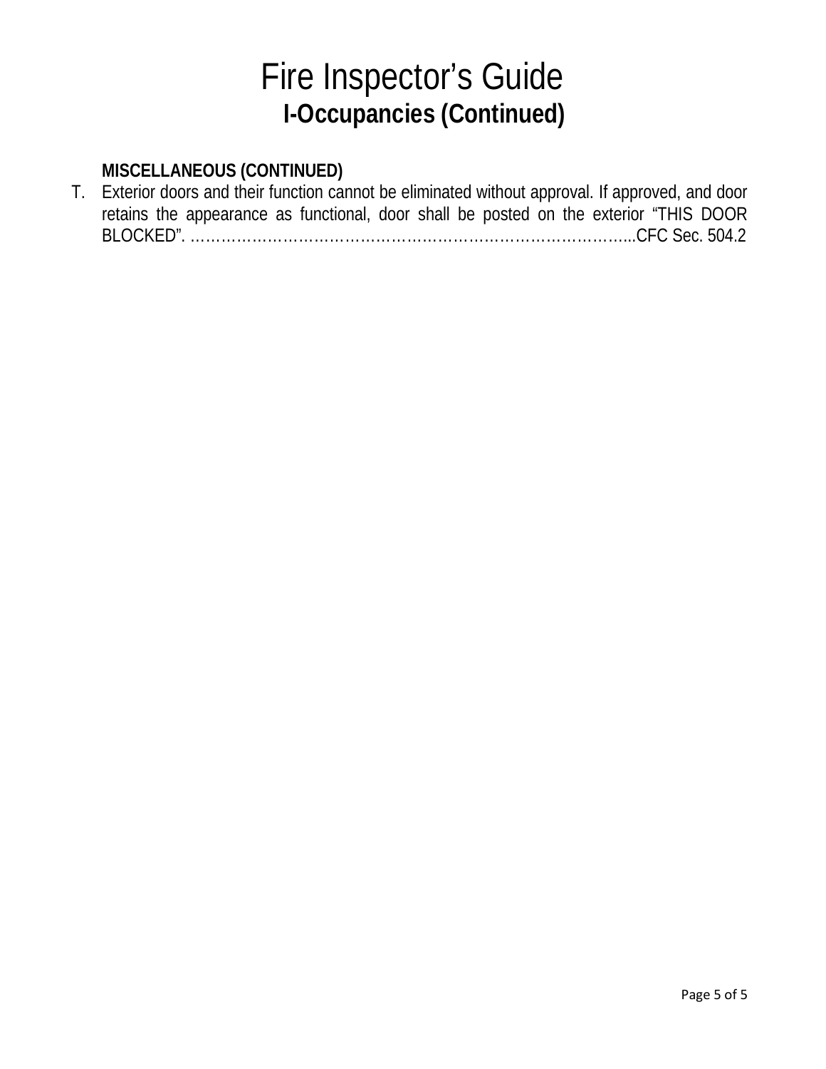# Fire Inspector's Guide

## I-Occupancies (Continued)

**MISCELLANEOUS (CONTINUED)**

T. Exterior doors and their function cannot be eliminated without approval. If approved, and door retains the appearance as functional, door shall be posted on the exterior "THIS DOOR BLOCKED". ……………………………………………………………………………..CFC Sec. 504.2